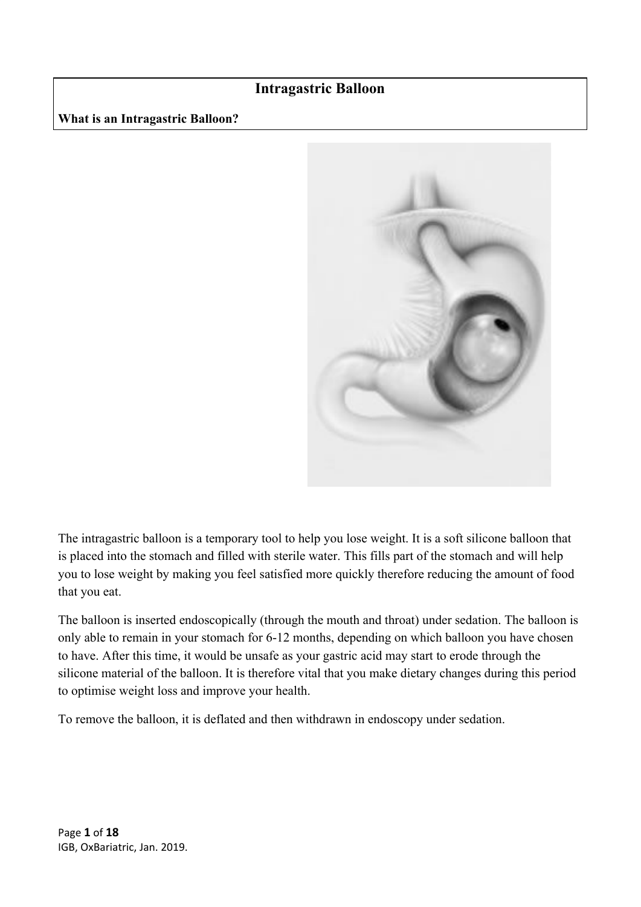# Intragastric Balloon

**What is an Intragastric Balloon?**

The intragastric balloon is a temporary tool to help you lose weight. It is a soft silicone balloon that is placed into the stomach and filled with sterile water. This fills part of the stomach and will help you to lose weight by making you feel satisfied more quickly therefore reducing the amount of food that you eat.

The balloon is inserted endoscopically (through the mouth and throat) under sedation. The balloon is only able to remain in your stomach for 6-12 months, depending on which balloon you have chosen to have. After this time, it would be unsafe as your gastric acid may start to erode through the silicone material of the balloon. It is therefore vital that you make dietary changes during this period to optimise weight loss and improve your health.

To remove the balloon, it is deflated and then withdrawn in endoscopy under sedation.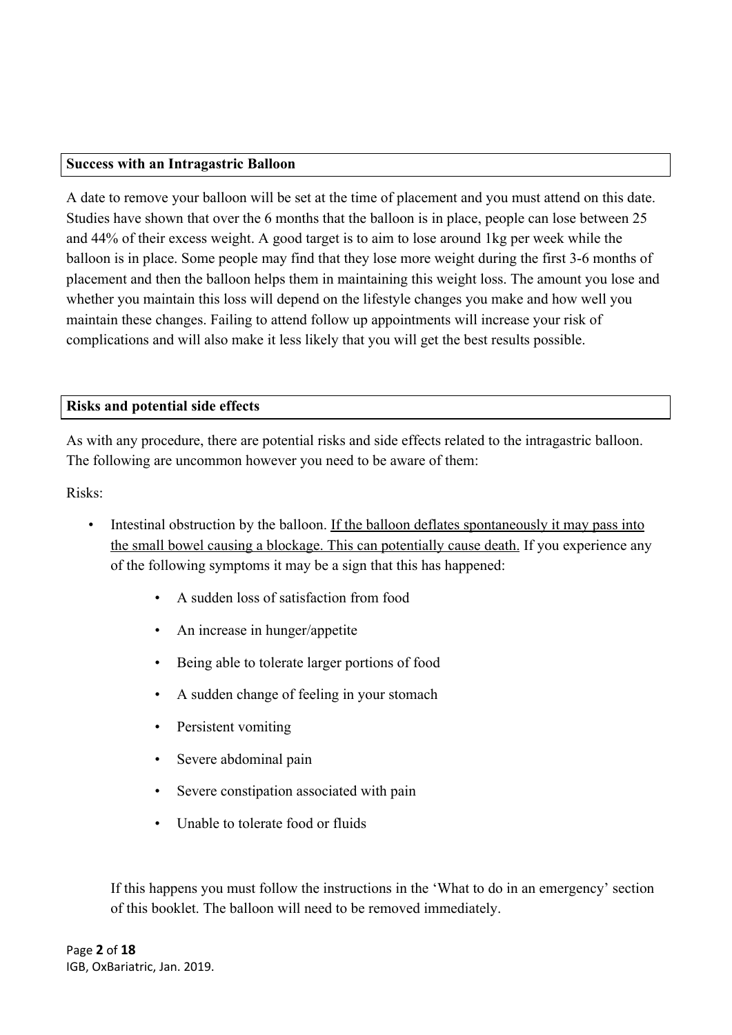## Success with an Intragastric Balloon

A date to remove your balloon will be set at the time of placement and you must attend on this date. Studies have shown that over the 6 months that the balloon is in place, people can lose between 25 and 44% of their excess weight. A good target is to aim to lose around 1kg per week while the balloon is in place. Some people may find that they lose more weight during the first 3-6 months of placement and then the balloon helps them in maintaining this weight loss. The amount you lose and whether you maintain this loss will depend on the lifestyle changes you make and how well you maintain these changes. Failing to attend follow up appointments will increase your risk of complications and will also make it less likely that you will get the best results possible.

## Risks and potential side effects

As with any procedure, there are potential risks and side effects related to the intragastric balloon. The following are uncommon however you need to be aware of them:

Risks:

- Intestinal obstruction by the balloon. <u>If the balloon deflates spontaneously it may pass into the small bowel causing a blockage. This can potentially cause death.</u> If you experience any of the following symptoms it may be a sign that this has happened:
    - A sudden loss of satisfaction from food
    - An increase in hunger/appetite
    - Being able to tolerate larger portions of food
    - A sudden change of feeling in your stomach
    - Persistent vomiting
    - Severe abdominal pain
    - Severe constipation associated with pain
    - Unable to tolerate food or fluids

  If this happens you must follow the instructions in the 'What to do in an emergency' section of this booklet. The balloon will need to be removed immediately.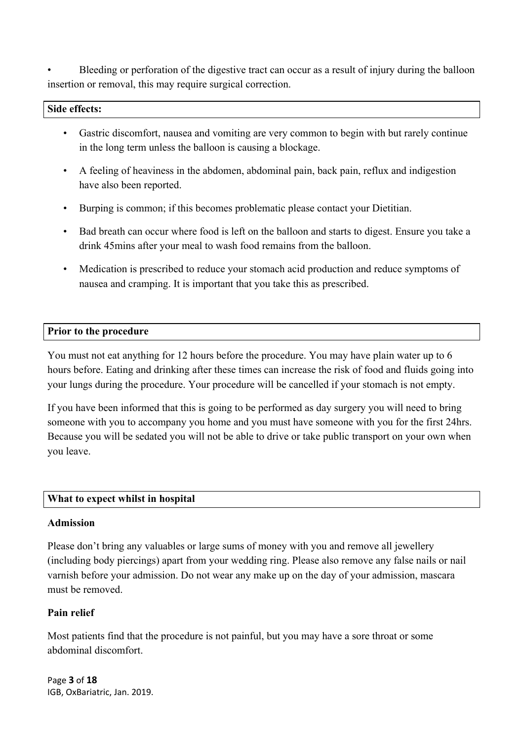- Bleeding or perforation of the digestive tract can occur as a result of injury during the balloon insertion or removal, this may require surgical correction.

## Side effects:

- Gastric discomfort, nausea and vomiting are very common to begin with but rarely continue in the long term unless the balloon is causing a blockage.
- A feeling of heaviness in the abdomen, abdominal pain, back pain, reflux and indigestion have also been reported.
- Burping is common; if this becomes problematic please contact your Dietitian.
- Bad breath can occur where food is left on the balloon and starts to digest. Ensure you take a drink 45mins after your meal to wash food remains from the balloon.
- Medication is prescribed to reduce your stomach acid production and reduce symptoms of nausea and cramping. It is important that you take this as prescribed.

## Prior to the procedure

You must not eat anything for 12 hours before the procedure. You may have plain water up to 6 hours before. Eating and drinking after these times can increase the risk of food and fluids going into your lungs during the procedure. Your procedure will be cancelled if your stomach is not empty.

If you have been informed that this is going to be performed as day surgery you will need to bring someone with you to accompany you home and you must have someone with you for the first 24hrs. Because you will be sedated you will not be able to drive or take public transport on your own when you leave.

## What to expect whilst in hospital

### Admission

Please don't bring any valuables or large sums of money with you and remove all jewellery (including body piercings) apart from your wedding ring. Please also remove any false nails or nail varnish before your admission. Do not wear any make up on the day of your admission, mascara must be removed.

### Pain relief

Most patients find that the procedure is not painful, but you may have a sore throat or some abdominal discomfort.

IGB, OxBariatric, Jan. 2019.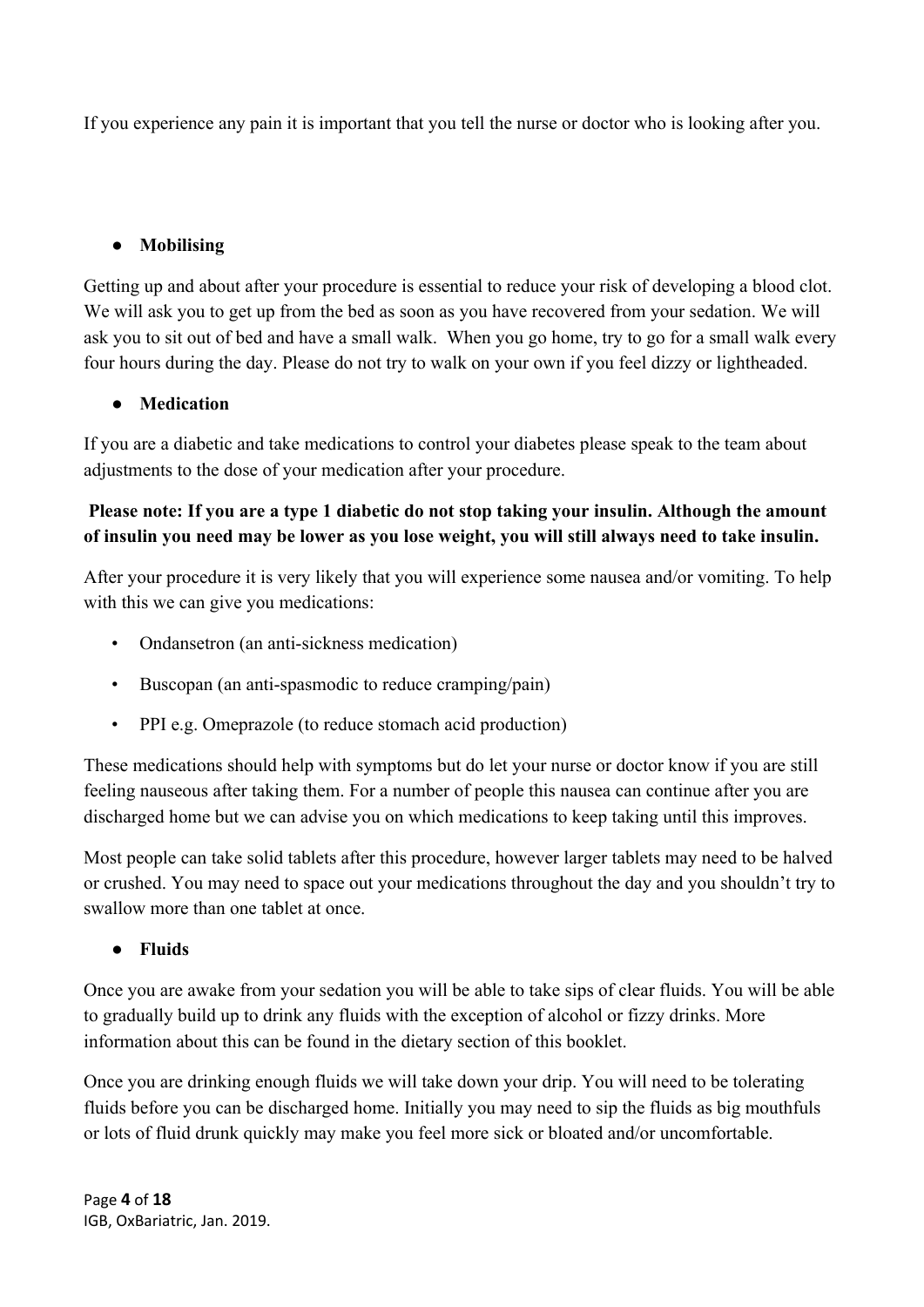If you experience any pain it is important that you tell the nurse or doctor who is looking after you.

- **Mobilising**

Getting up and about after your procedure is essential to reduce your risk of developing a blood clot. We will ask you to get up from the bed as soon as you have recovered from your sedation. We will ask you to sit out of bed and have a small walk. When you go home, try to go for a small walk every four hours during the day. Please do not try to walk on your own if you feel dizzy or lightheaded.

- **Medication**

If you are a diabetic and take medications to control your diabetes please speak to the team about adjustments to the dose of your medication after your procedure.

**Please note: If you are a type 1 diabetic do not stop taking your insulin. Although the amount of insulin you need may be lower as you lose weight, you will still always need to take insulin.**

After your procedure it is very likely that you will experience some nausea and/or vomiting. To help with this we can give you medications:

- Ondansetron (an anti-sickness medication)
- Buscopan (an anti-spasmodic to reduce cramping/pain)
- PPI e.g. Omeprazole (to reduce stomach acid production)

These medications should help with symptoms but do let your nurse or doctor know if you are still feeling nauseous after taking them. For a number of people this nausea can continue after you are discharged home but we can advise you on which medications to keep taking until this improves.

Most people can take solid tablets after this procedure, however larger tablets may need to be halved or crushed. You may need to space out your medications throughout the day and you shouldn't try to swallow more than one tablet at once.

- **Fluids**

Once you are awake from your sedation you will be able to take sips of clear fluids. You will be able to gradually build up to drink any fluids with the exception of alcohol or fizzy drinks. More information about this can be found in the dietary section of this booklet.

Once you are drinking enough fluids we will take down your drip. You will need to be tolerating fluids before you can be discharged home. Initially you may need to sip the fluids as big mouthfuls or lots of fluid drunk quickly may make you feel more sick or bloated and/or uncomfortable.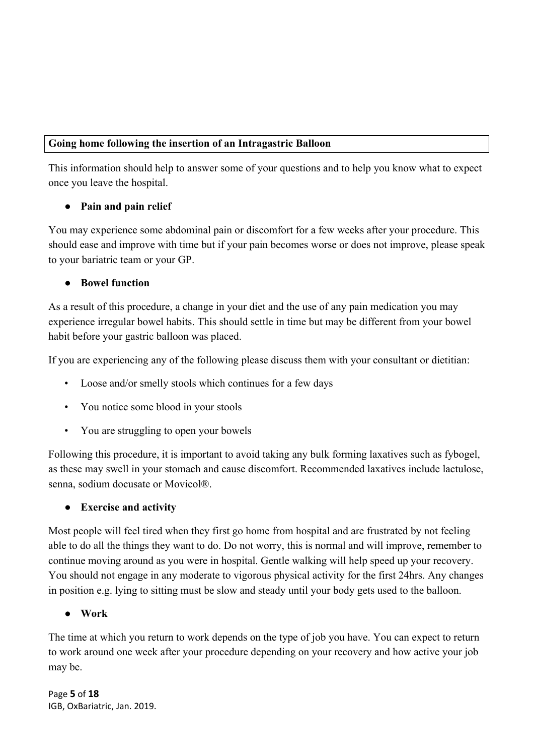## Going home following the insertion of an Intragastric Balloon

This information should help to answer some of your questions and to help you know what to expect once you leave the hospital.

- **Pain and pain relief**

You may experience some abdominal pain or discomfort for a few weeks after your procedure. This should ease and improve with time but if your pain becomes worse or does not improve, please speak to your bariatric team or your GP.

- **Bowel function**

As a result of this procedure, a change in your diet and the use of any pain medication you may experience irregular bowel habits. This should settle in time but may be different from your bowel habit before your gastric balloon was placed.

If you are experiencing any of the following please discuss them with your consultant or dietitian:

- Loose and/or smelly stools which continues for a few days
- You notice some blood in your stools
- You are struggling to open your bowels

Following this procedure, it is important to avoid taking any bulk forming laxatives such as fybogel, as these may swell in your stomach and cause discomfort. Recommended laxatives include lactulose, senna, sodium docusate or Movicol®.

- **Exercise and activity**

Most people will feel tired when they first go home from hospital and are frustrated by not feeling able to do all the things they want to do. Do not worry, this is normal and will improve, remember to continue moving around as you were in hospital. Gentle walking will help speed up your recovery. You should not engage in any moderate to vigorous physical activity for the first 24hrs. Any changes in position e.g. lying to sitting must be slow and steady until your body gets used to the balloon.

- **Work**

The time at which you return to work depends on the type of job you have. You can expect to return to work around one week after your procedure depending on your recovery and how active your job may be.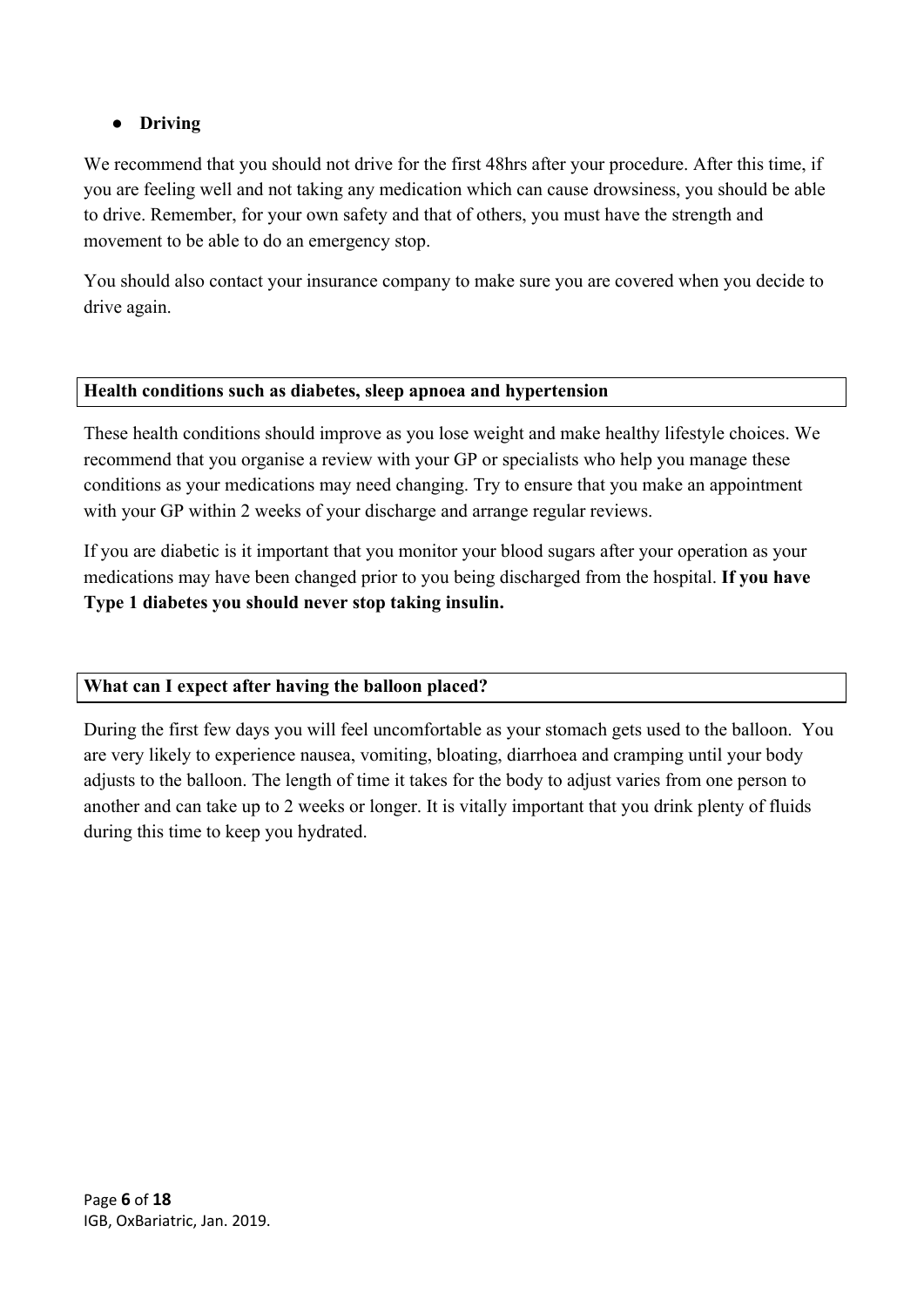- **Driving**

We recommend that you should not drive for the first 48hrs after your procedure. After this time, if you are feeling well and not taking any medication which can cause drowsiness, you should be able to drive. Remember, for your own safety and that of others, you must have the strength and movement to be able to do an emergency stop.

You should also contact your insurance company to make sure you are covered when you decide to drive again.

### Health conditions such as diabetes, sleep apnoea and hypertension

These health conditions should improve as you lose weight and make healthy lifestyle choices. We recommend that you organise a review with your GP or specialists who help you manage these conditions as your medications may need changing. Try to ensure that you make an appointment with your GP within 2 weeks of your discharge and arrange regular reviews.

If you are diabetic is it important that you monitor your blood sugars after your operation as your medications may have been changed prior to you being discharged from the hospital. **If you have Type 1 diabetes you should never stop taking insulin.**

### What can I expect after having the balloon placed?

During the first few days you will feel uncomfortable as your stomach gets used to the balloon. You are very likely to experience nausea, vomiting, bloating, diarrhoea and cramping until your body adjusts to the balloon. The length of time it takes for the body to adjust varies from one person to another and can take up to 2 weeks or longer. It is vitally important that you drink plenty of fluids during this time to keep you hydrated.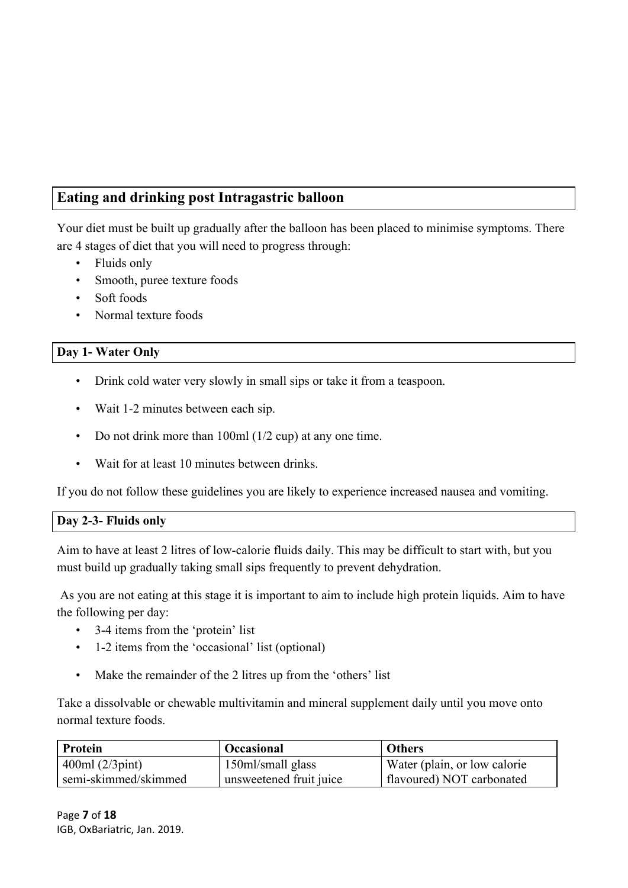## Eating and drinking post Intragastric balloon

Your diet must be built up gradually after the balloon has been placed to minimise symptoms. There are 4 stages of diet that you will need to progress through:

- Fluids only
- Smooth, puree texture foods
- Soft foods
- Normal texture foods

### Day 1- Water Only

- Drink cold water very slowly in small sips or take it from a teaspoon.
- Wait 1-2 minutes between each sip.
- Do not drink more than 100ml (1/2 cup) at any one time.
- Wait for at least 10 minutes between drinks.

If you do not follow these guidelines you are likely to experience increased nausea and vomiting.

### Day 2-3- Fluids only

Aim to have at least 2 litres of low-calorie fluids daily. This may be difficult to start with, but you must build up gradually taking small sips frequently to prevent dehydration.

As you are not eating at this stage it is important to aim to include high protein liquids. Aim to have the following per day:

- 3-4 items from the 'protein' list
- 1-2 items from the 'occasional' list (optional)
- Make the remainder of the 2 litres up from the 'others' list

Take a dissolvable or chewable multivitamin and mineral supplement daily until you move onto normal texture foods.

| Protein | Occasional | Others |
|---|---|---|
| 400ml (2/3pint) semi-skimmed/skimmed | 150ml/small glass unsweetened fruit juice | Water (plain, or low calorie flavoured) NOT carbonated |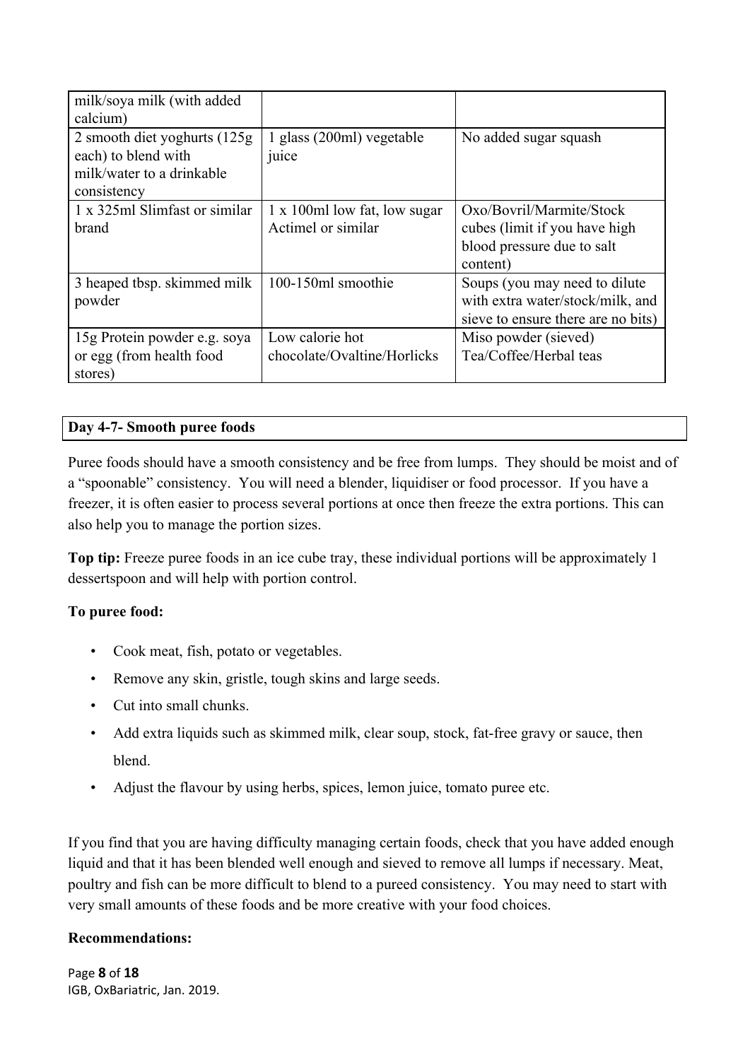| | | |
|---|---|---|
| milk/soya milk (with added calcium) | | |
| 2 smooth diet yoghurts (125g each) to blend with milk/water to a drinkable consistency | 1 glass (200ml) vegetable juice | No added sugar squash |
| 1 x 325ml Slimfast or similar brand | 1 x 100ml low fat, low sugar Actimel or similar | Oxo/Bovril/Marmite/Stock cubes (limit if you have high blood pressure due to salt content) |
| 3 heaped tbsp. skimmed milk powder | 100-150ml smoothie | Soups (you may need to dilute with extra water/stock/milk, and sieve to ensure there are no bits) |
| 15g Protein powder e.g. soya or egg (from health food stores) | Low calorie hot chocolate/Ovaltine/Horlicks | Miso powder (sieved) Tea/Coffee/Herbal teas |

## Day 4-7- Smooth puree foods

Puree foods should have a smooth consistency and be free from lumps. They should be moist and of a "spoonable" consistency. You will need a blender, liquidiser or food processor. If you have a freezer, it is often easier to process several portions at once then freeze the extra portions. This can also help you to manage the portion sizes.

**Top tip:** Freeze puree foods in an ice cube tray, these individual portions will be approximately 1 dessertspoon and will help with portion control.

**To puree food:**

- Cook meat, fish, potato or vegetables.
- Remove any skin, gristle, tough skins and large seeds.
- Cut into small chunks.
- Add extra liquids such as skimmed milk, clear soup, stock, fat-free gravy or sauce, then blend.
- Adjust the flavour by using herbs, spices, lemon juice, tomato puree etc.

If you find that you are having difficulty managing certain foods, check that you have added enough liquid and that it has been blended well enough and sieved to remove all lumps if necessary. Meat, poultry and fish can be more difficult to blend to a pureed consistency. You may need to start with very small amounts of these foods and be more creative with your food choices.

**Recommendations:**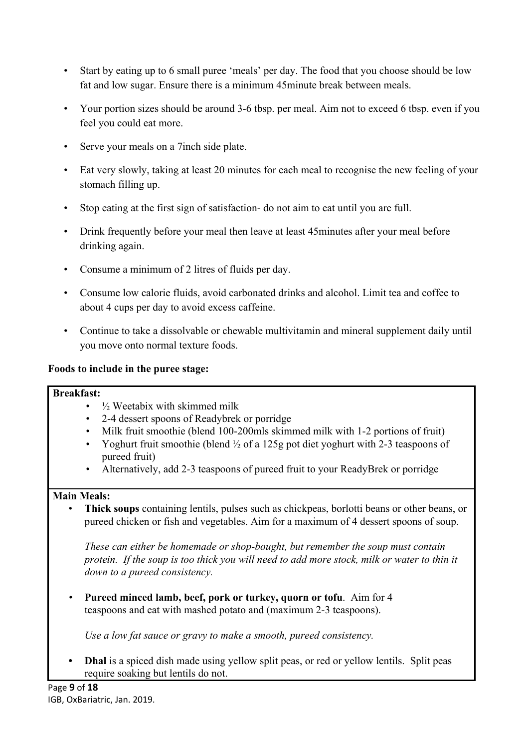- Start by eating up to 6 small puree 'meals' per day. The food that you choose should be low fat and low sugar. Ensure there is a minimum 45minute break between meals.
- Your portion sizes should be around 3-6 tbsp. per meal. Aim not to exceed 6 tbsp. even if you feel you could eat more.
- Serve your meals on a 7inch side plate.
- Eat very slowly, taking at least 20 minutes for each meal to recognise the new feeling of your stomach filling up.
- Stop eating at the first sign of satisfaction- do not aim to eat until you are full.
- Drink frequently before your meal then leave at least 45minutes after your meal before drinking again.
- Consume a minimum of 2 litres of fluids per day.
- Consume low calorie fluids, avoid carbonated drinks and alcohol. Limit tea and coffee to about 4 cups per day to avoid excess caffeine.
- Continue to take a dissolvable or chewable multivitamin and mineral supplement daily until you move onto normal texture foods.

**Foods to include in the puree stage:**

**Breakfast:**

- ½ Weetabix with skimmed milk
- 2-4 dessert spoons of Readybrek or porridge
- Milk fruit smoothie (blend 100-200mls skimmed milk with 1-2 portions of fruit)
- Yoghurt fruit smoothie (blend ½ of a 125g pot diet yoghurt with 2-3 teaspoons of pureed fruit)
- Alternatively, add 2-3 teaspoons of pureed fruit to your ReadyBrek or porridge

**Main Meals:**

- **Thick soups** containing lentils, pulses such as chickpeas, borlotti beans or other beans, or pureed chicken or fish and vegetables. Aim for a maximum of 4 dessert spoons of soup.

  *These can either be homemade or shop-bought, but remember the soup must contain protein. If the soup is too thick you will need to add more stock, milk or water to thin it down to a pureed consistency.*

- **Pureed minced lamb, beef, pork or turkey, quorn or tofu**. Aim for 4 teaspoons and eat with mashed potato and (maximum 2-3 teaspoons).

  *Use a low fat sauce or gravy to make a smooth, pureed consistency.*

- **Dhal** is a spiced dish made using yellow split peas, or red or yellow lentils. Split peas require soaking but lentils do not.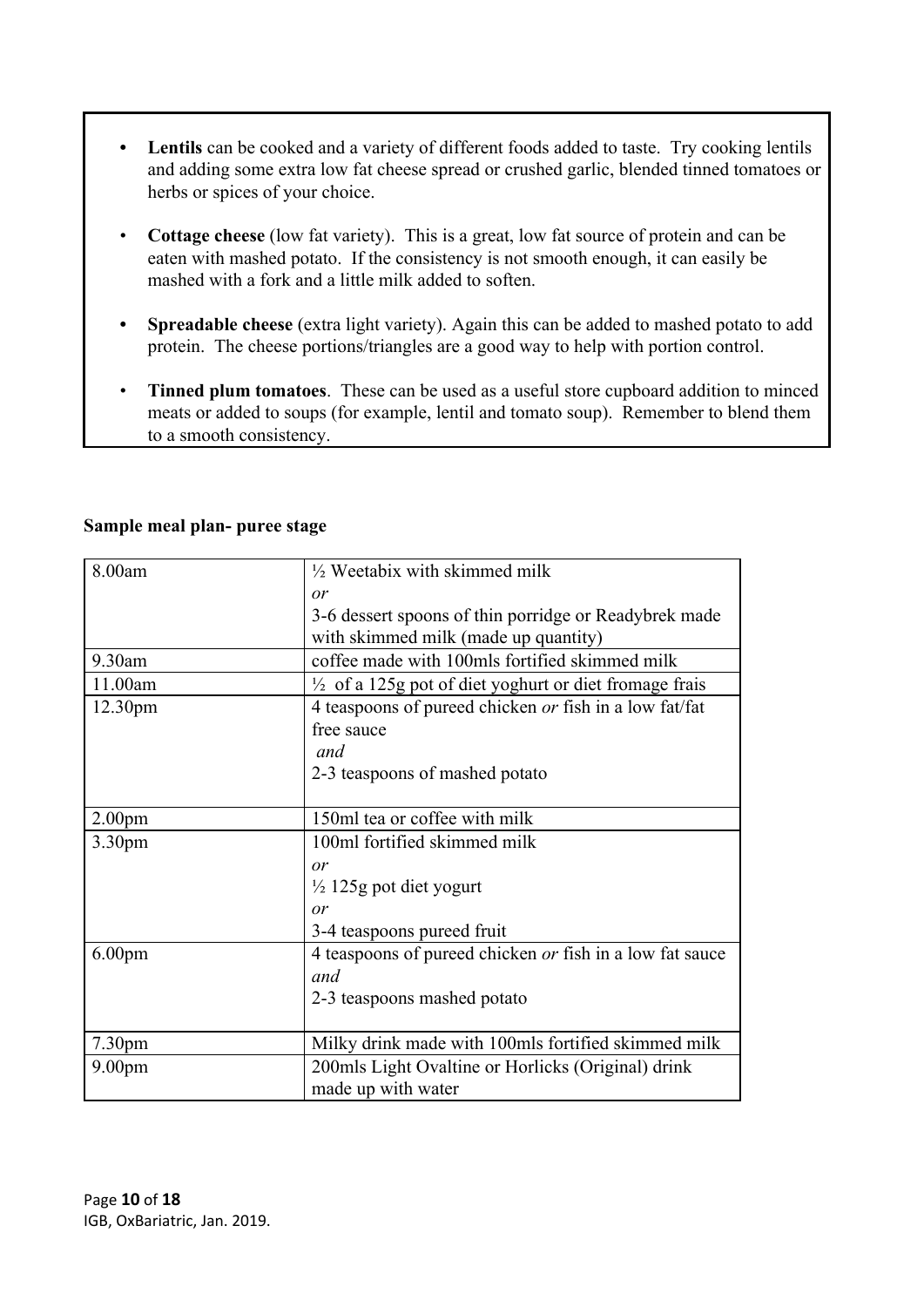- **Lentils** can be cooked and a variety of different foods added to taste. Try cooking lentils and adding some extra low fat cheese spread or crushed garlic, blended tinned tomatoes or herbs or spices of your choice.
- **Cottage cheese** (low fat variety). This is a great, low fat source of protein and can be eaten with mashed potato. If the consistency is not smooth enough, it can easily be mashed with a fork and a little milk added to soften.
- **Spreadable cheese** (extra light variety). Again this can be added to mashed potato to add protein. The cheese portions/triangles are a good way to help with portion control.
- **Tinned plum tomatoes**. These can be used as a useful store cupboard addition to minced meats or added to soups (for example, lentil and tomato soup). Remember to blend them to a smooth consistency.

**Sample meal plan- puree stage**

| | |
|---|---|
| 8.00am | ½ Weetabix with skimmed milk<br>*or*<br>3-6 dessert spoons of thin porridge or Readybrek made with skimmed milk (made up quantity) |
| 9.30am | coffee made with 100mls fortified skimmed milk |
| 11.00am | ½ of a 125g pot of diet yoghurt or diet fromage frais |
| 12.30pm | 4 teaspoons of pureed chicken *or* fish in a low fat/fat free sauce<br>*and*<br>2-3 teaspoons of mashed potato |
| 2.00pm | 150ml tea or coffee with milk |
| 3.30pm | 100ml fortified skimmed milk<br>*or*<br>½ 125g pot diet yogurt<br>*or*<br>3-4 teaspoons pureed fruit |
| 6.00pm | 4 teaspoons of pureed chicken *or* fish in a low fat sauce<br>*and*<br>2-3 teaspoons mashed potato |
| 7.30pm | Milky drink made with 100mls fortified skimmed milk |
| 9.00pm | 200mls Light Ovaltine or Horlicks (Original) drink made up with water |

IGB, OxBariatric, Jan. 2019.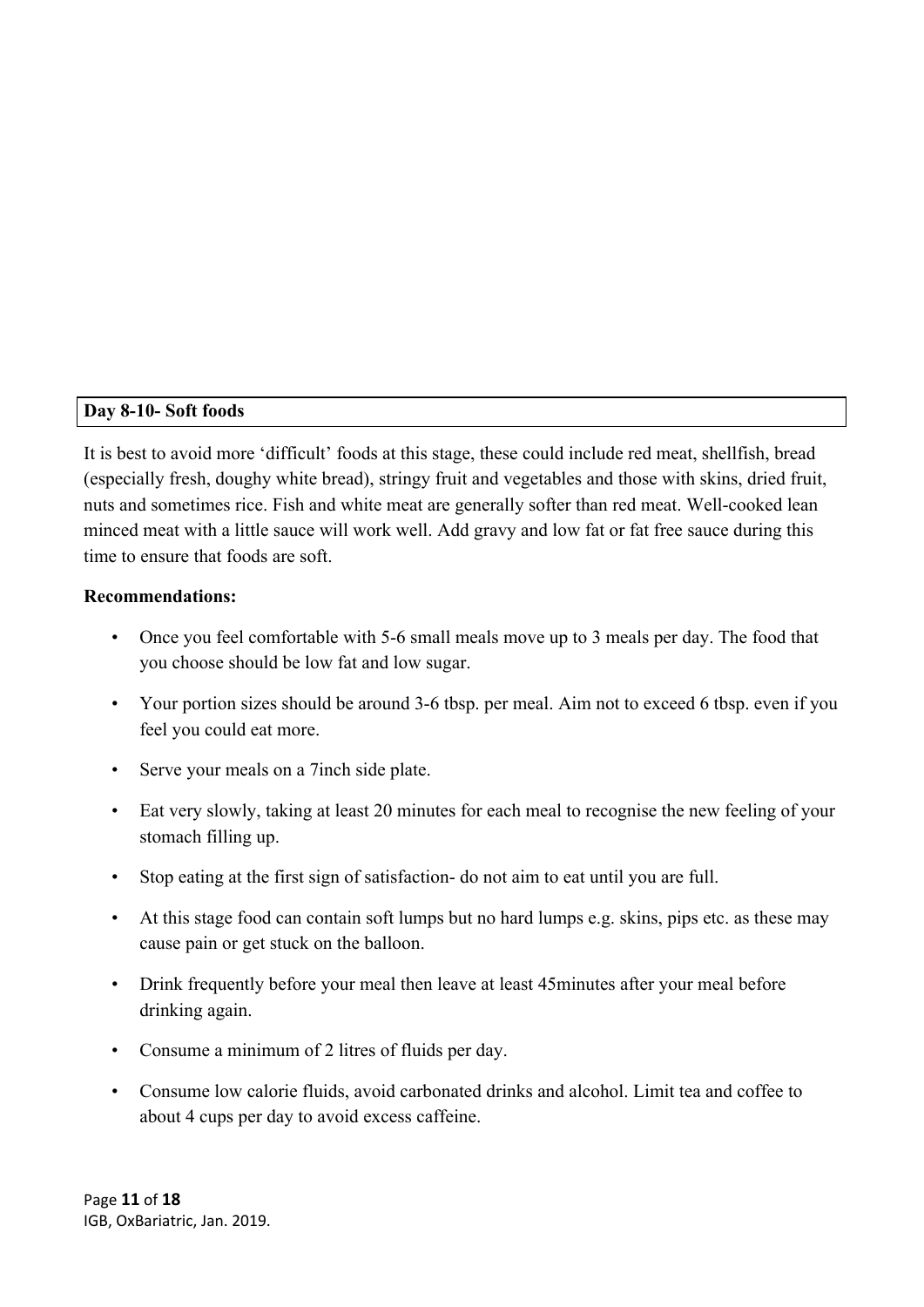## Day 8-10- Soft foods

It is best to avoid more 'difficult' foods at this stage, these could include red meat, shellfish, bread (especially fresh, doughy white bread), stringy fruit and vegetables and those with skins, dried fruit, nuts and sometimes rice. Fish and white meat are generally softer than red meat. Well-cooked lean minced meat with a little sauce will work well. Add gravy and low fat or fat free sauce during this time to ensure that foods are soft.

**Recommendations:**

- Once you feel comfortable with 5-6 small meals move up to 3 meals per day. The food that you choose should be low fat and low sugar.
- Your portion sizes should be around 3-6 tbsp. per meal. Aim not to exceed 6 tbsp. even if you feel you could eat more.
- Serve your meals on a 7inch side plate.
- Eat very slowly, taking at least 20 minutes for each meal to recognise the new feeling of your stomach filling up.
- Stop eating at the first sign of satisfaction- do not aim to eat until you are full.
- At this stage food can contain soft lumps but no hard lumps e.g. skins, pips etc. as these may cause pain or get stuck on the balloon.
- Drink frequently before your meal then leave at least 45minutes after your meal before drinking again.
- Consume a minimum of 2 litres of fluids per day.
- Consume low calorie fluids, avoid carbonated drinks and alcohol. Limit tea and coffee to about 4 cups per day to avoid excess caffeine.

IGB, OxBariatric, Jan. 2019.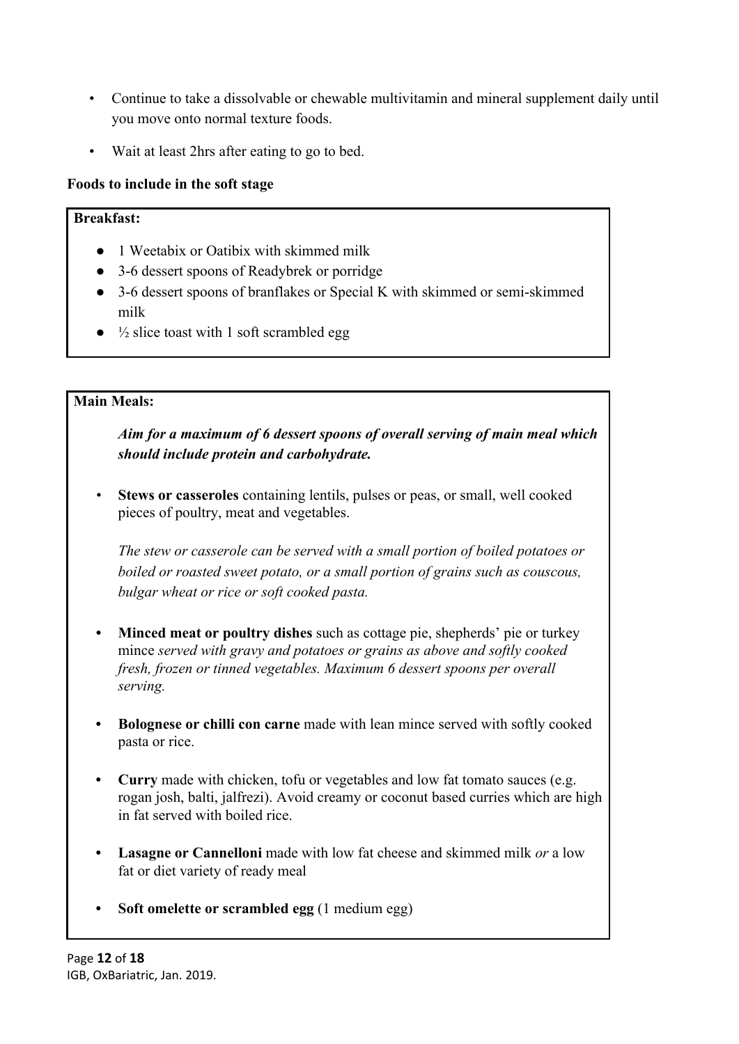- Continue to take a dissolvable or chewable multivitamin and mineral supplement daily until you move onto normal texture foods.
- Wait at least 2hrs after eating to go to bed.

**Foods to include in the soft stage**

**Breakfast:**

- 1 Weetabix or Oatibix with skimmed milk
- 3-6 dessert spoons of Readybrek or porridge
- 3-6 dessert spoons of branflakes or Special K with skimmed or semi-skimmed milk
- ½ slice toast with 1 soft scrambled egg

**Main Meals:**

***Aim for a maximum of 6 dessert spoons of overall serving of main meal which should include protein and carbohydrate.***

- **Stews or casseroles** containing lentils, pulses or peas, or small, well cooked pieces of poultry, meat and vegetables.

  *The stew or casserole can be served with a small portion of boiled potatoes or boiled or roasted sweet potato, or a small portion of grains such as couscous, bulgar wheat or rice or soft cooked pasta.*

- **Minced meat or poultry dishes** such as cottage pie, shepherds' pie or turkey mince *served with gravy and potatoes or grains as above and softly cooked fresh, frozen or tinned vegetables. Maximum 6 dessert spoons per overall serving.*

- **Bolognese or chilli con carne** made with lean mince served with softly cooked pasta or rice.

- **Curry** made with chicken, tofu or vegetables and low fat tomato sauces (e.g. rogan josh, balti, jalfrezi). Avoid creamy or coconut based curries which are high in fat served with boiled rice.

- **Lasagne or Cannelloni** made with low fat cheese and skimmed milk *or* a low fat or diet variety of ready meal

- **Soft omelette or scrambled egg** (1 medium egg)

IGB, OxBariatric, Jan. 2019.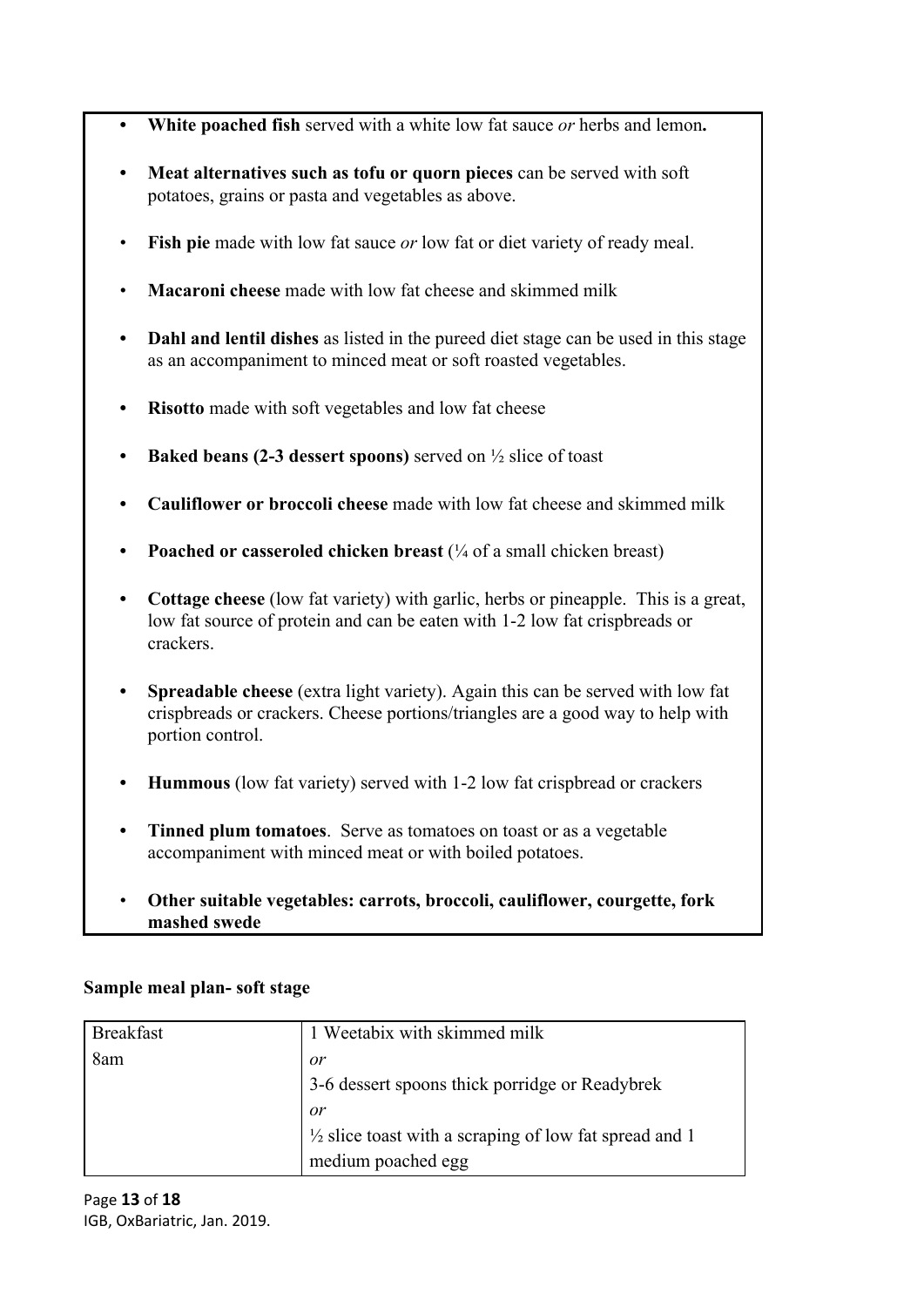- **White poached fish** served with a white low fat sauce *or* herbs and lemon**.**
- **Meat alternatives such as tofu or quorn pieces** can be served with soft potatoes, grains or pasta and vegetables as above.
- **Fish pie** made with low fat sauce *or* low fat or diet variety of ready meal.
- **Macaroni cheese** made with low fat cheese and skimmed milk
- **Dahl and lentil dishes** as listed in the pureed diet stage can be used in this stage as an accompaniment to minced meat or soft roasted vegetables.
- **Risotto** made with soft vegetables and low fat cheese
- **Baked beans (2-3 dessert spoons)** served on ½ slice of toast
- **Cauliflower or broccoli cheese** made with low fat cheese and skimmed milk
- **Poached or casseroled chicken breast** (¼ of a small chicken breast)
- **Cottage cheese** (low fat variety) with garlic, herbs or pineapple. This is a great, low fat source of protein and can be eaten with 1-2 low fat crispbreads or crackers.
- **Spreadable cheese** (extra light variety). Again this can be served with low fat crispbreads or crackers. Cheese portions/triangles are a good way to help with portion control.
- **Hummous** (low fat variety) served with 1-2 low fat crispbread or crackers
- **Tinned plum tomatoes**. Serve as tomatoes on toast or as a vegetable accompaniment with minced meat or with boiled potatoes.
- **Other suitable vegetables: carrots, broccoli, cauliflower, courgette, fork mashed swede**

**Sample meal plan- soft stage**

| Breakfast<br>8am | 1 Weetabix with skimmed milk<br>*or*<br>3-6 dessert spoons thick porridge or Readybrek<br>*or*<br>½ slice toast with a scraping of low fat spread and 1 medium poached egg |
|---|---|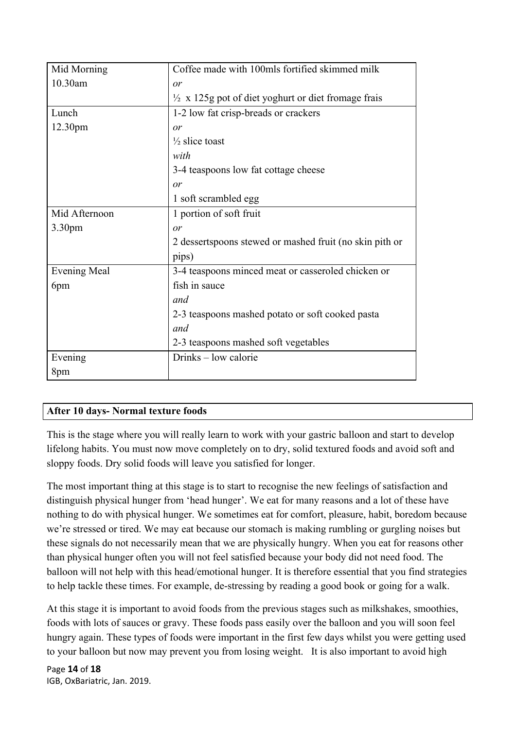| Mid Morning<br>10.30am | Coffee made with 100mls fortified skimmed milk<br>*or*<br>½ x 125g pot of diet yoghurt or diet fromage frais |
|---|---|
| Lunch<br>12.30pm | 1-2 low fat crisp-breads or crackers<br>*or*<br>½ slice toast<br>*with*<br>3-4 teaspoons low fat cottage cheese<br>*or*<br>1 soft scrambled egg |
| Mid Afternoon<br>3.30pm | 1 portion of soft fruit<br>*or*<br>2 dessertspoons stewed or mashed fruit (no skin pith or pips) |
| Evening Meal<br>6pm | 3-4 teaspoons minced meat or casseroled chicken or fish in sauce<br>*and*<br>2-3 teaspoons mashed potato or soft cooked pasta<br>*and*<br>2-3 teaspoons mashed soft vegetables |
| Evening<br>8pm | Drinks – low calorie |

**After 10 days- Normal texture foods**

This is the stage where you will really learn to work with your gastric balloon and start to develop lifelong habits. You must now move completely on to dry, solid textured foods and avoid soft and sloppy foods. Dry solid foods will leave you satisfied for longer.

The most important thing at this stage is to start to recognise the new feelings of satisfaction and distinguish physical hunger from 'head hunger'. We eat for many reasons and a lot of these have nothing to do with physical hunger. We sometimes eat for comfort, pleasure, habit, boredom because we're stressed or tired. We may eat because our stomach is making rumbling or gurgling noises but these signals do not necessarily mean that we are physically hungry. When you eat for reasons other than physical hunger often you will not feel satisfied because your body did not need food. The balloon will not help with this head/emotional hunger. It is therefore essential that you find strategies to help tackle these times. For example, de-stressing by reading a good book or going for a walk.

At this stage it is important to avoid foods from the previous stages such as milkshakes, smoothies, foods with lots of sauces or gravy. These foods pass easily over the balloon and you will soon feel hungry again. These types of foods were important in the first few days whilst you were getting used to your balloon but now may prevent you from losing weight. It is also important to avoid high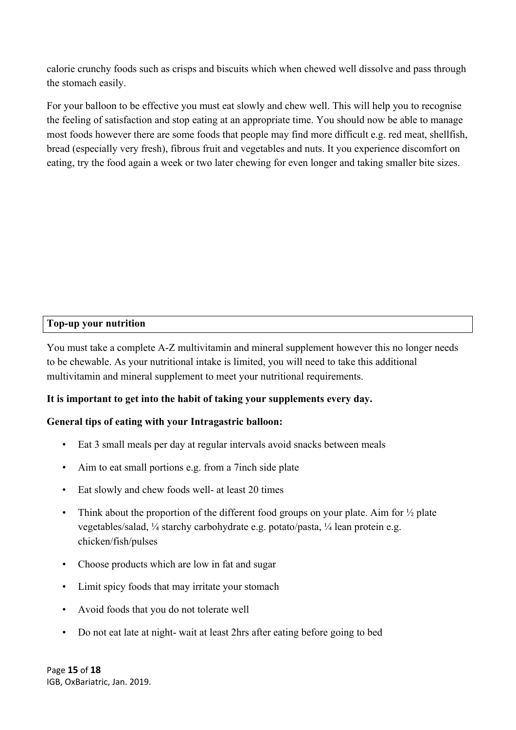calorie crunchy foods such as crisps and biscuits which when chewed well dissolve and pass through the stomach easily.

For your balloon to be effective you must eat slowly and chew well. This will help you to recognise the feeling of satisfaction and stop eating at an appropriate time. You should now be able to manage most foods however there are some foods that people may find more difficult e.g. red meat, shellfish, bread (especially very fresh), fibrous fruit and vegetables and nuts. It you experience discomfort on eating, try the food again a week or two later chewing for even longer and taking smaller bite sizes.

## Top-up your nutrition

You must take a complete A-Z multivitamin and mineral supplement however this no longer needs to be chewable. As your nutritional intake is limited, you will need to take this additional multivitamin and mineral supplement to meet your nutritional requirements.

**It is important to get into the habit of taking your supplements every day.**

**General tips of eating with your Intragastric balloon:**

- Eat 3 small meals per day at regular intervals avoid snacks between meals
- Aim to eat small portions e.g. from a 7inch side plate
- Eat slowly and chew foods well- at least 20 times
- Think about the proportion of the different food groups on your plate. Aim for ½ plate vegetables/salad, ¼ starchy carbohydrate e.g. potato/pasta, ¼ lean protein e.g. chicken/fish/pulses
- Choose products which are low in fat and sugar
- Limit spicy foods that may irritate your stomach
- Avoid foods that you do not tolerate well
- Do not eat late at night- wait at least 2hrs after eating before going to bed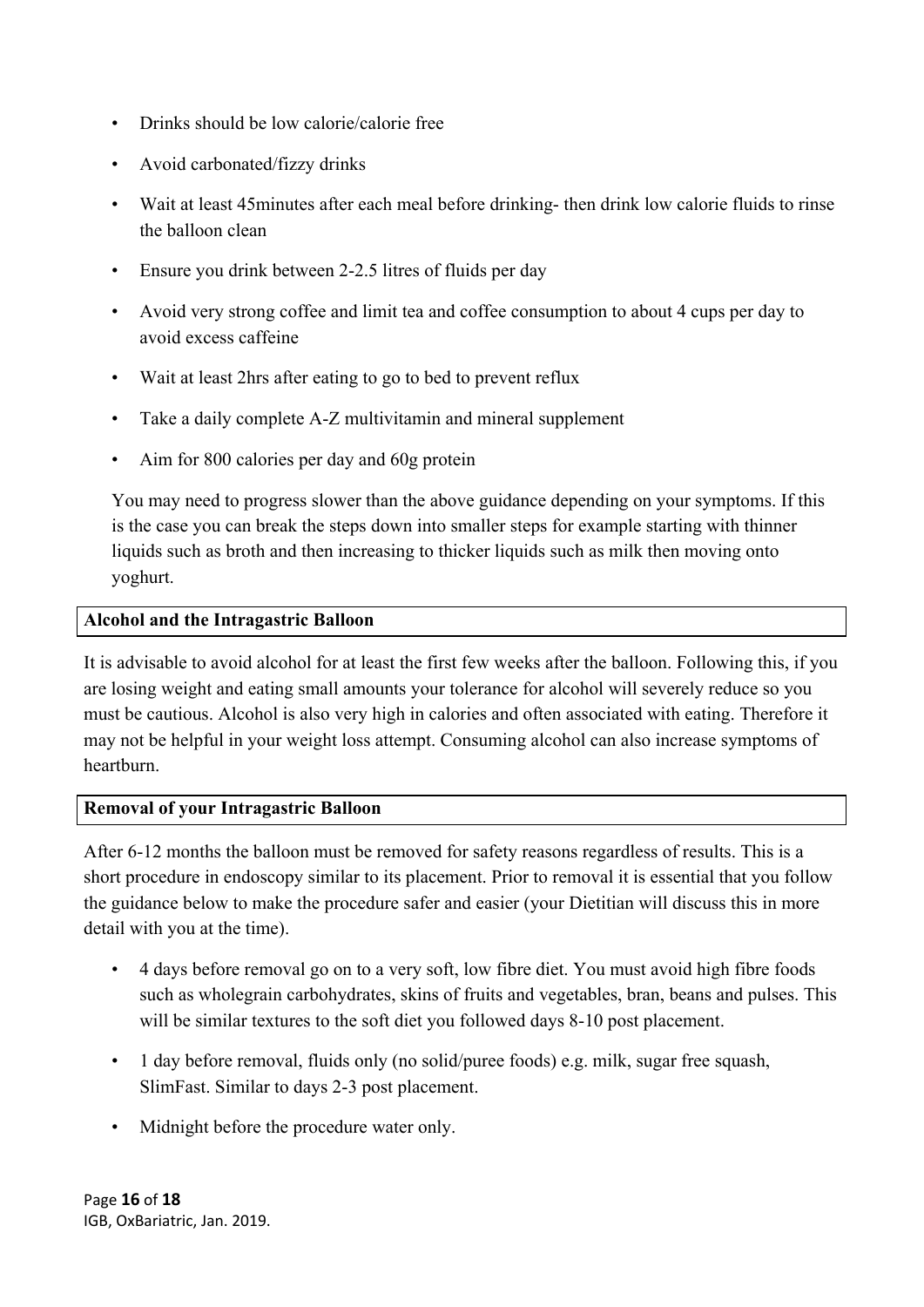- Drinks should be low calorie/calorie free
- Avoid carbonated/fizzy drinks
- Wait at least 45minutes after each meal before drinking- then drink low calorie fluids to rinse the balloon clean
- Ensure you drink between 2-2.5 litres of fluids per day
- Avoid very strong coffee and limit tea and coffee consumption to about 4 cups per day to avoid excess caffeine
- Wait at least 2hrs after eating to go to bed to prevent reflux
- Take a daily complete A-Z multivitamin and mineral supplement
- Aim for 800 calories per day and 60g protein

You may need to progress slower than the above guidance depending on your symptoms. If this is the case you can break the steps down into smaller steps for example starting with thinner liquids such as broth and then increasing to thicker liquids such as milk then moving onto yoghurt.

## Alcohol and the Intragastric Balloon

It is advisable to avoid alcohol for at least the first few weeks after the balloon. Following this, if you are losing weight and eating small amounts your tolerance for alcohol will severely reduce so you must be cautious. Alcohol is also very high in calories and often associated with eating. Therefore it may not be helpful in your weight loss attempt. Consuming alcohol can also increase symptoms of heartburn.

## Removal of your Intragastric Balloon

After 6-12 months the balloon must be removed for safety reasons regardless of results. This is a short procedure in endoscopy similar to its placement. Prior to removal it is essential that you follow the guidance below to make the procedure safer and easier (your Dietitian will discuss this in more detail with you at the time).

- 4 days before removal go on to a very soft, low fibre diet. You must avoid high fibre foods such as wholegrain carbohydrates, skins of fruits and vegetables, bran, beans and pulses. This will be similar textures to the soft diet you followed days 8-10 post placement.
- 1 day before removal, fluids only (no solid/puree foods) e.g. milk, sugar free squash, SlimFast. Similar to days 2-3 post placement.
- Midnight before the procedure water only.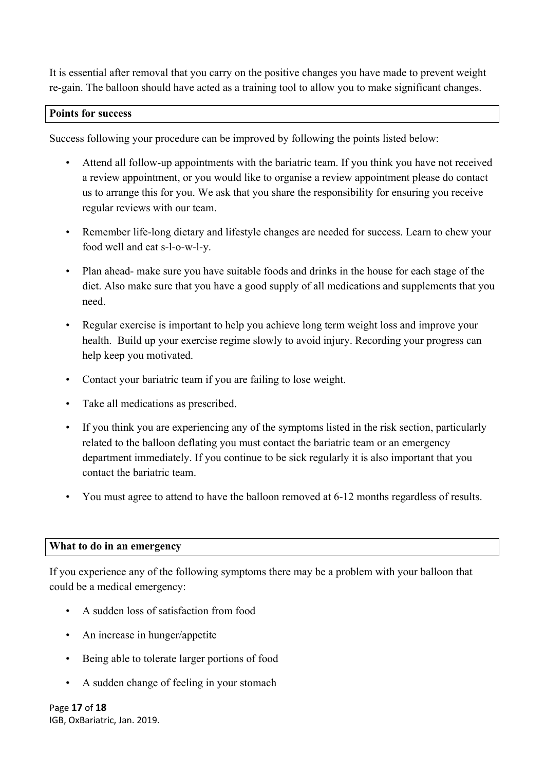It is essential after removal that you carry on the positive changes you have made to prevent weight re-gain. The balloon should have acted as a training tool to allow you to make significant changes.

## Points for success

Success following your procedure can be improved by following the points listed below:

- Attend all follow-up appointments with the bariatric team. If you think you have not received a review appointment, or you would like to organise a review appointment please do contact us to arrange this for you. We ask that you share the responsibility for ensuring you receive regular reviews with our team.
- Remember life-long dietary and lifestyle changes are needed for success. Learn to chew your food well and eat s-l-o-w-l-y.
- Plan ahead- make sure you have suitable foods and drinks in the house for each stage of the diet. Also make sure that you have a good supply of all medications and supplements that you need.
- Regular exercise is important to help you achieve long term weight loss and improve your health. Build up your exercise regime slowly to avoid injury. Recording your progress can help keep you motivated.
- Contact your bariatric team if you are failing to lose weight.
- Take all medications as prescribed.
- If you think you are experiencing any of the symptoms listed in the risk section, particularly related to the balloon deflating you must contact the bariatric team or an emergency department immediately. If you continue to be sick regularly it is also important that you contact the bariatric team.
- You must agree to attend to have the balloon removed at 6-12 months regardless of results.

## What to do in an emergency

If you experience any of the following symptoms there may be a problem with your balloon that could be a medical emergency:

- A sudden loss of satisfaction from food
- An increase in hunger/appetite
- Being able to tolerate larger portions of food
- A sudden change of feeling in your stomach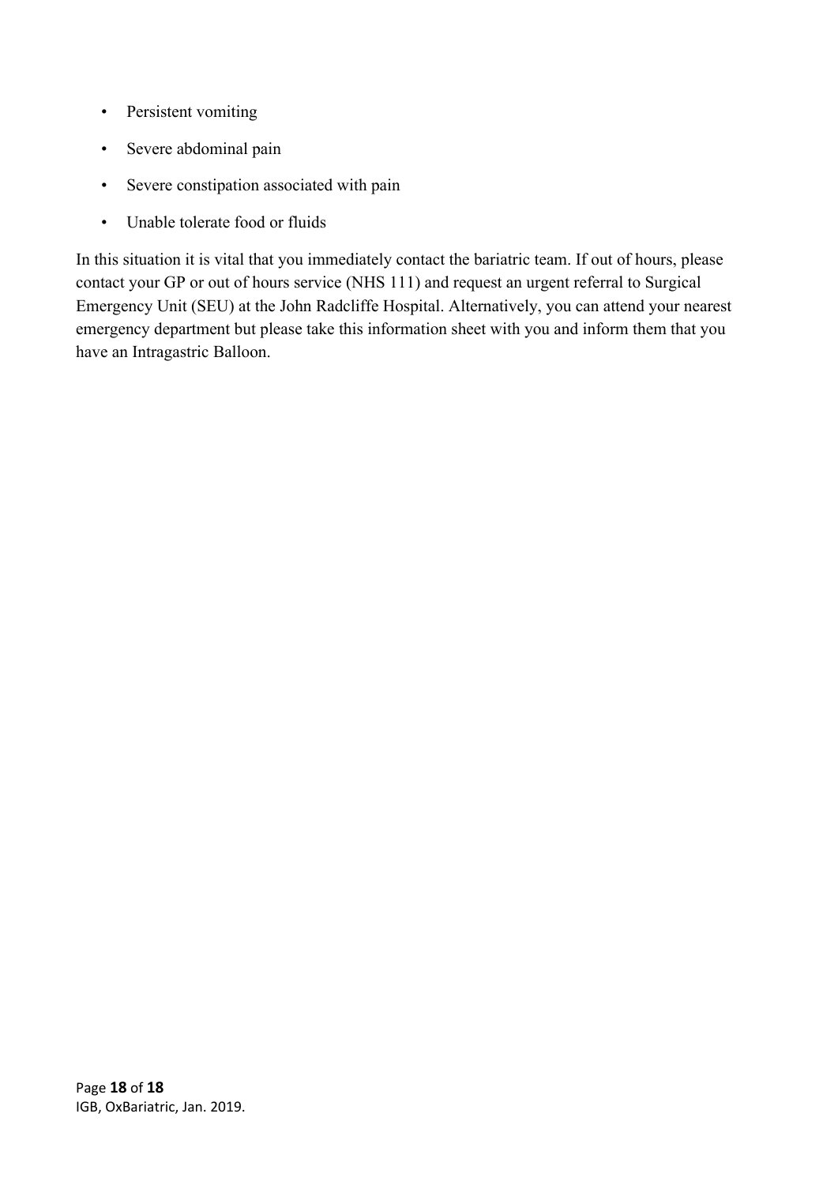- Persistent vomiting
- Severe abdominal pain
- Severe constipation associated with pain
- Unable tolerate food or fluids

In this situation it is vital that you immediately contact the bariatric team. If out of hours, please contact your GP or out of hours service (NHS 111) and request an urgent referral to Surgical Emergency Unit (SEU) at the John Radcliffe Hospital. Alternatively, you can attend your nearest emergency department but please take this information sheet with you and inform them that you have an Intragastric Balloon.